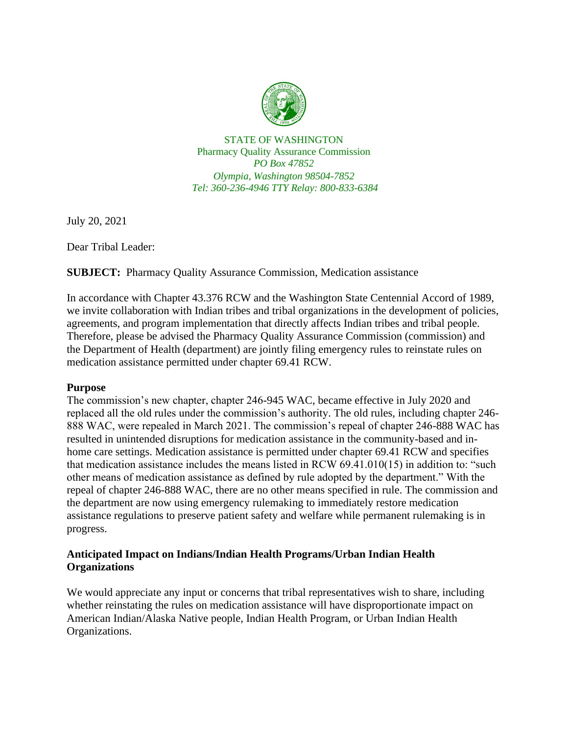STATE OF WASHINGTON
Pharmacy Quality Assurance Commission
*PO Box 47852*
*Olympia, Washington 98504-7852*
*Tel: 360-236-4946 TTY Relay: 800-833-6384*

July 20, 2021

Dear Tribal Leader:

**SUBJECT:** Pharmacy Quality Assurance Commission, Medication assistance

In accordance with Chapter 43.376 RCW and the Washington State Centennial Accord of 1989, we invite collaboration with Indian tribes and tribal organizations in the development of policies, agreements, and program implementation that directly affects Indian tribes and tribal people. Therefore, please be advised the Pharmacy Quality Assurance Commission (commission) and the Department of Health (department) are jointly filing emergency rules to reinstate rules on medication assistance permitted under chapter 69.41 RCW.

**Purpose**

The commission's new chapter, chapter 246-945 WAC, became effective in July 2020 and replaced all the old rules under the commission's authority. The old rules, including chapter 246-888 WAC, were repealed in March 2021. The commission's repeal of chapter 246-888 WAC has resulted in unintended disruptions for medication assistance in the community-based and in-home care settings. Medication assistance is permitted under chapter 69.41 RCW and specifies that medication assistance includes the means listed in RCW 69.41.010(15) in addition to: "such other means of medication assistance as defined by rule adopted by the department." With the repeal of chapter 246-888 WAC, there are no other means specified in rule. The commission and the department are now using emergency rulemaking to immediately restore medication assistance regulations to preserve patient safety and welfare while permanent rulemaking is in progress.

**Anticipated Impact on Indians/Indian Health Programs/Urban Indian Health Organizations**

We would appreciate any input or concerns that tribal representatives wish to share, including whether reinstating the rules on medication assistance will have disproportionate impact on American Indian/Alaska Native people, Indian Health Program, or Urban Indian Health Organizations.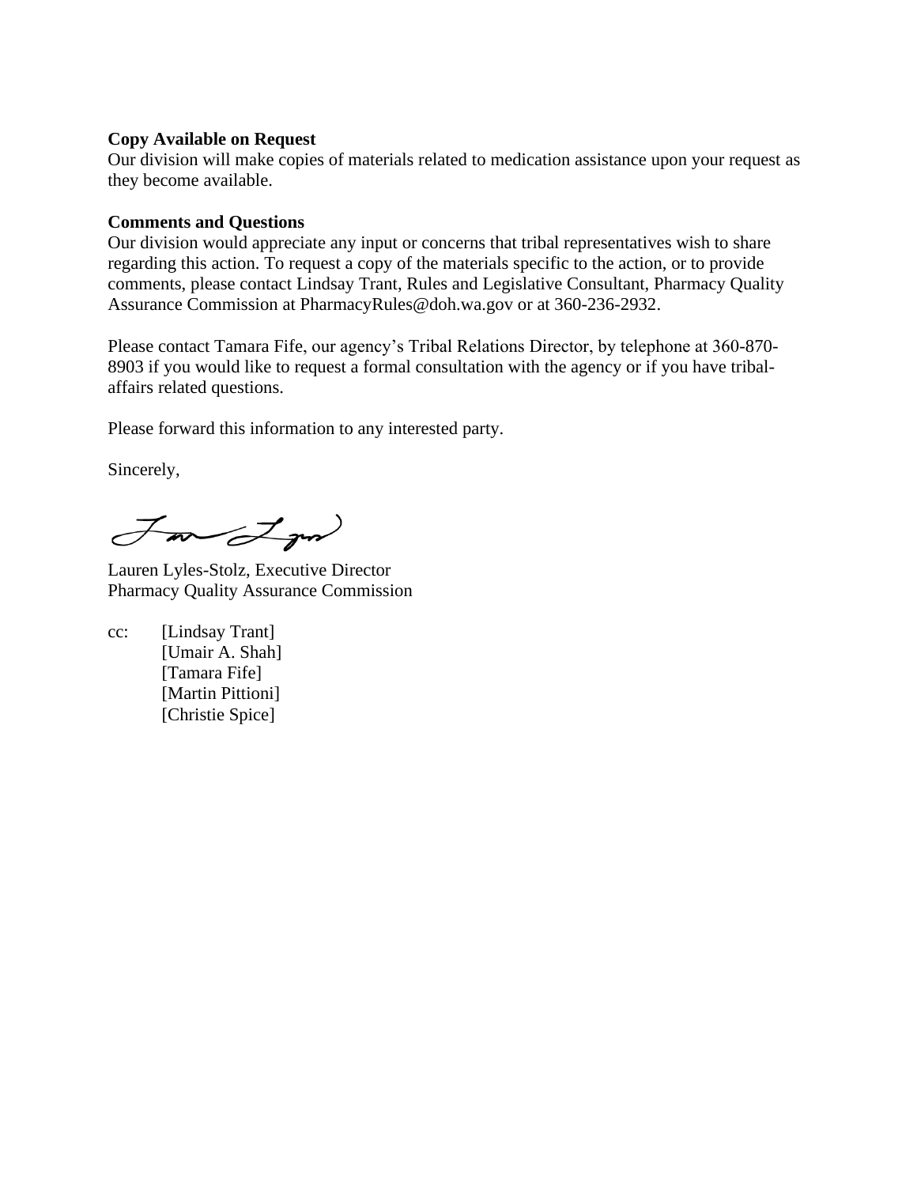**Copy Available on Request**

Our division will make copies of materials related to medication assistance upon your request as they become available.

**Comments and Questions**

Our division would appreciate any input or concerns that tribal representatives wish to share regarding this action. To request a copy of the materials specific to the action, or to provide comments, please contact Lindsay Trant, Rules and Legislative Consultant, Pharmacy Quality Assurance Commission at PharmacyRules@doh.wa.gov or at 360-236-2932.

Please contact Tamara Fife, our agency's Tribal Relations Director, by telephone at 360-870-8903 if you would like to request a formal consultation with the agency or if you have tribal-affairs related questions.

Please forward this information to any interested party.

Sincerely,

Lauren Lyles-Stolz, Executive Director
Pharmacy Quality Assurance Commission

cc: [Lindsay Trant]
[Umair A. Shah]
[Tamara Fife]
[Martin Pittioni]
[Christie Spice]